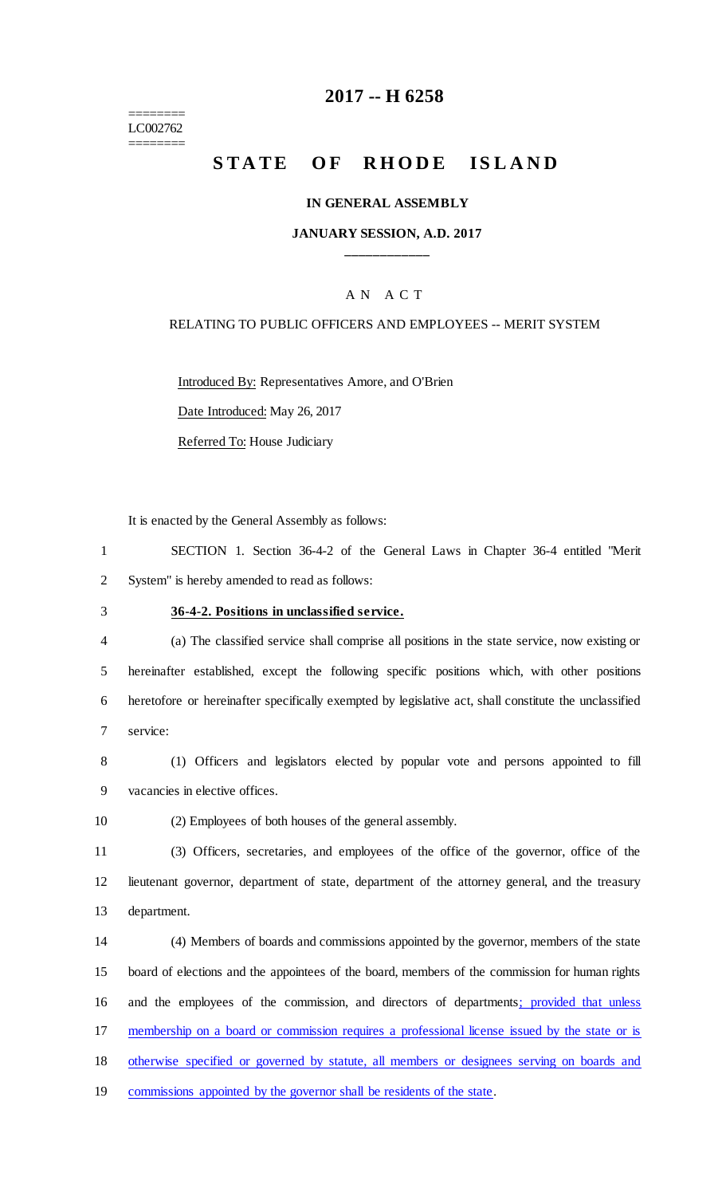========
LC002762
========

# 2017 -- H 6258

# STATE OF RHODE ISLAND

### IN GENERAL ASSEMBLY

### JANUARY SESSION, A.D. 2017

____________

A N A C T

RELATING TO PUBLIC OFFICERS AND EMPLOYEES -- MERIT SYSTEM

Introduced By: Representatives Amore, and O'Brien

Date Introduced: May 26, 2017

Referred To: House Judiciary

It is enacted by the General Assembly as follows:

1 SECTION 1. Section 36-4-2 of the General Laws in Chapter 36-4 entitled "Merit
2 System" is hereby amended to read as follows:

3 **36-4-2. Positions in unclassified service.**

4 (a) The classified service shall comprise all positions in the state service, now existing or
5 hereinafter established, except the following specific positions which, with other positions
6 heretofore or hereinafter specifically exempted by legislative act, shall constitute the unclassified
7 service:

8 (1) Officers and legislators elected by popular vote and persons appointed to fill
9 vacancies in elective offices.

10 (2) Employees of both houses of the general assembly.

11 (3) Officers, secretaries, and employees of the office of the governor, office of the
12 lieutenant governor, department of state, department of the attorney general, and the treasury
13 department.

14 (4) Members of boards and commissions appointed by the governor, members of the state
15 board of elections and the appointees of the board, members of the commission for human rights
16 and the employees of the commission, and directors of departments; provided that unless
17 membership on a board or commission requires a professional license issued by the state or is
18 otherwise specified or governed by statute, all members or designees serving on boards and
19 commissions appointed by the governor shall be residents of the state.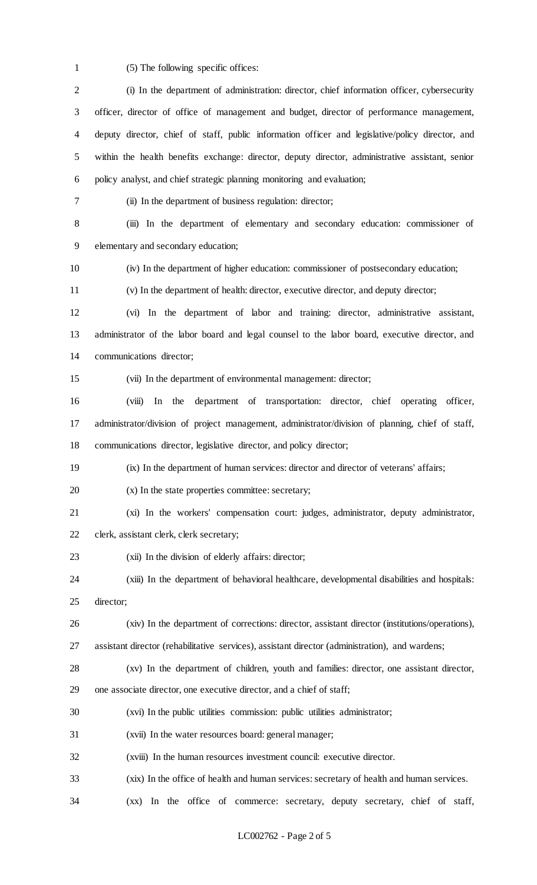(5) The following specific offices:

(i) In the department of administration: director, chief information officer, cybersecurity officer, director of office of management and budget, director of performance management, deputy director, chief of staff, public information officer and legislative/policy director, and within the health benefits exchange: director, deputy director, administrative assistant, senior policy analyst, and chief strategic planning monitoring and evaluation;

(ii) In the department of business regulation: director;

(iii) In the department of elementary and secondary education: commissioner of elementary and secondary education;

(iv) In the department of higher education: commissioner of postsecondary education;

(v) In the department of health: director, executive director, and deputy director;

(vi) In the department of labor and training: director, administrative assistant, administrator of the labor board and legal counsel to the labor board, executive director, and communications director;

(vii) In the department of environmental management: director;

(viii) In the department of transportation: director, chief operating officer, administrator/division of project management, administrator/division of planning, chief of staff, communications director, legislative director, and policy director;

(ix) In the department of human services: director and director of veterans' affairs;

(x) In the state properties committee: secretary;

(xi) In the workers' compensation court: judges, administrator, deputy administrator, clerk, assistant clerk, clerk secretary;

(xii) In the division of elderly affairs: director;

(xiii) In the department of behavioral healthcare, developmental disabilities and hospitals: director;

(xiv) In the department of corrections: director, assistant director (institutions/operations), assistant director (rehabilitative services), assistant director (administration), and wardens;

(xv) In the department of children, youth and families: director, one assistant director, one associate director, one executive director, and a chief of staff;

(xvi) In the public utilities commission: public utilities administrator;

(xvii) In the water resources board: general manager;

(xviii) In the human resources investment council: executive director.

(xix) In the office of health and human services: secretary of health and human services.

(xx) In the office of commerce: secretary, deputy secretary, chief of staff,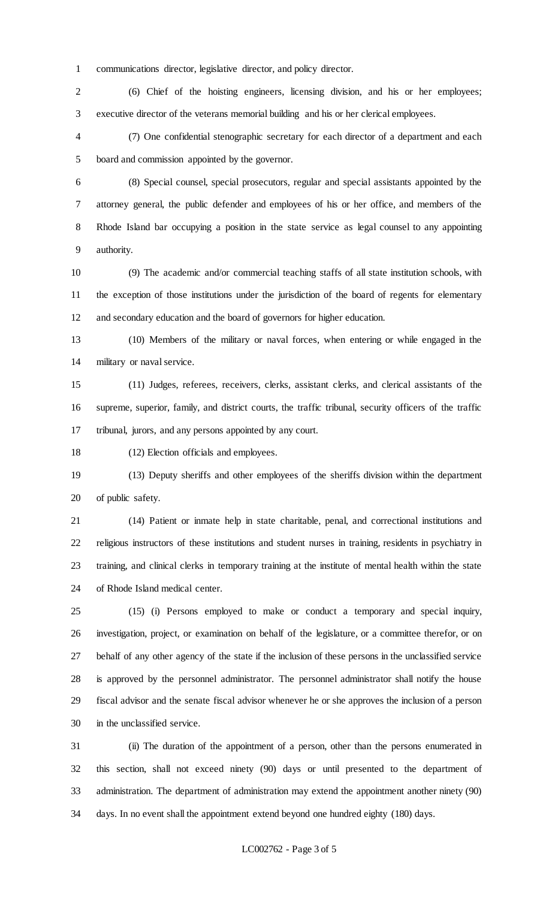communications director, legislative director, and policy director.

(6) Chief of the hoisting engineers, licensing division, and his or her employees; executive director of the veterans memorial building and his or her clerical employees.

(7) One confidential stenographic secretary for each director of a department and each board and commission appointed by the governor.

(8) Special counsel, special prosecutors, regular and special assistants appointed by the attorney general, the public defender and employees of his or her office, and members of the Rhode Island bar occupying a position in the state service as legal counsel to any appointing authority.

(9) The academic and/or commercial teaching staffs of all state institution schools, with the exception of those institutions under the jurisdiction of the board of regents for elementary and secondary education and the board of governors for higher education.

(10) Members of the military or naval forces, when entering or while engaged in the military or naval service.

(11) Judges, referees, receivers, clerks, assistant clerks, and clerical assistants of the supreme, superior, family, and district courts, the traffic tribunal, security officers of the traffic tribunal, jurors, and any persons appointed by any court.

(12) Election officials and employees.

(13) Deputy sheriffs and other employees of the sheriffs division within the department of public safety.

(14) Patient or inmate help in state charitable, penal, and correctional institutions and religious instructors of these institutions and student nurses in training, residents in psychiatry in training, and clinical clerks in temporary training at the institute of mental health within the state of Rhode Island medical center.

(15) (i) Persons employed to make or conduct a temporary and special inquiry, investigation, project, or examination on behalf of the legislature, or a committee therefor, or on behalf of any other agency of the state if the inclusion of these persons in the unclassified service is approved by the personnel administrator. The personnel administrator shall notify the house fiscal advisor and the senate fiscal advisor whenever he or she approves the inclusion of a person in the unclassified service.

(ii) The duration of the appointment of a person, other than the persons enumerated in this section, shall not exceed ninety (90) days or until presented to the department of administration. The department of administration may extend the appointment another ninety (90) days. In no event shall the appointment extend beyond one hundred eighty (180) days.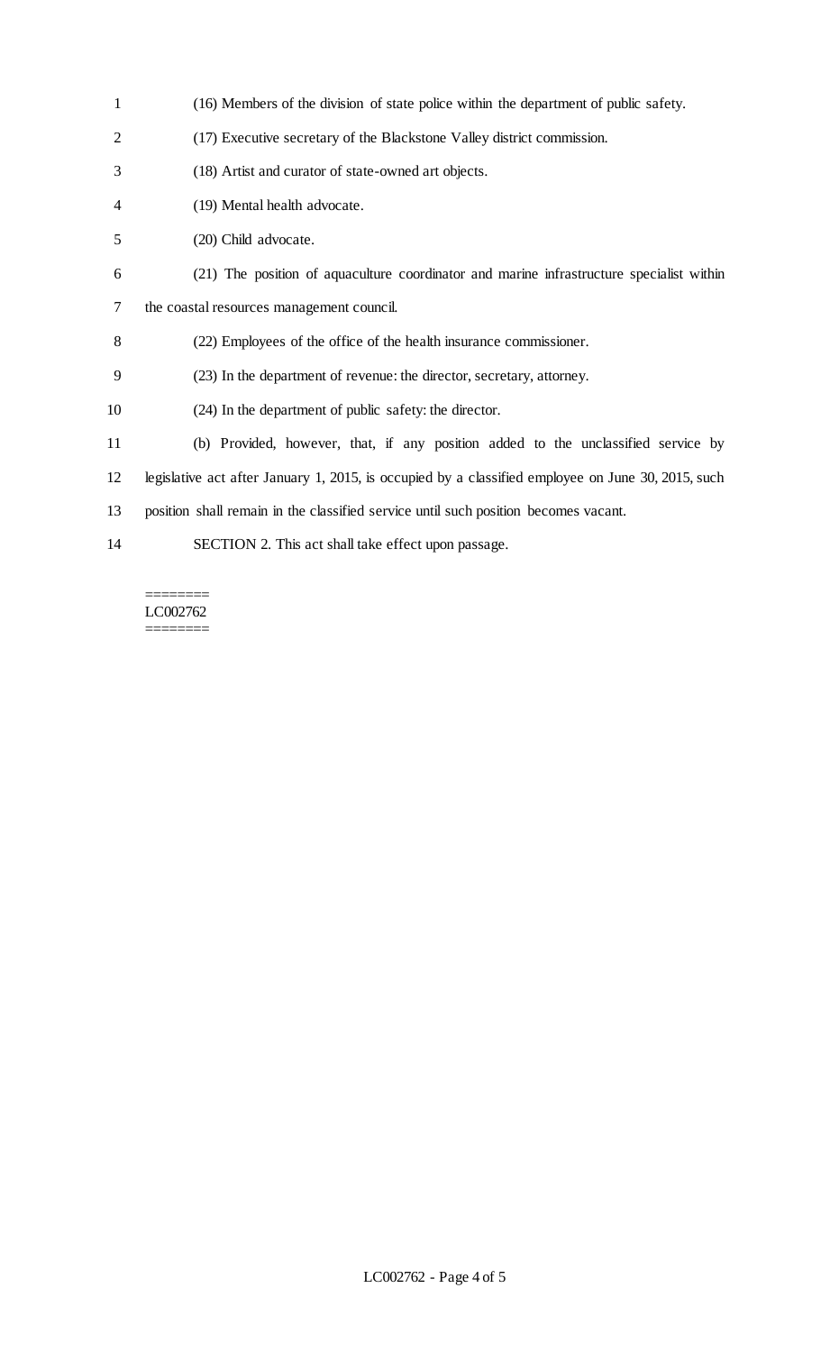(16) Members of the division of state police within the department of public safety.

(17) Executive secretary of the Blackstone Valley district commission.

(18) Artist and curator of state-owned art objects.

(19) Mental health advocate.

(20) Child advocate.

(21) The position of aquaculture coordinator and marine infrastructure specialist within the coastal resources management council.

(22) Employees of the office of the health insurance commissioner.

(23) In the department of revenue: the director, secretary, attorney.

(24) In the department of public safety: the director.

(b) Provided, however, that, if any position added to the unclassified service by legislative act after January 1, 2015, is occupied by a classified employee on June 30, 2015, such position shall remain in the classified service until such position becomes vacant.

SECTION 2. This act shall take effect upon passage.

========
LC002762
========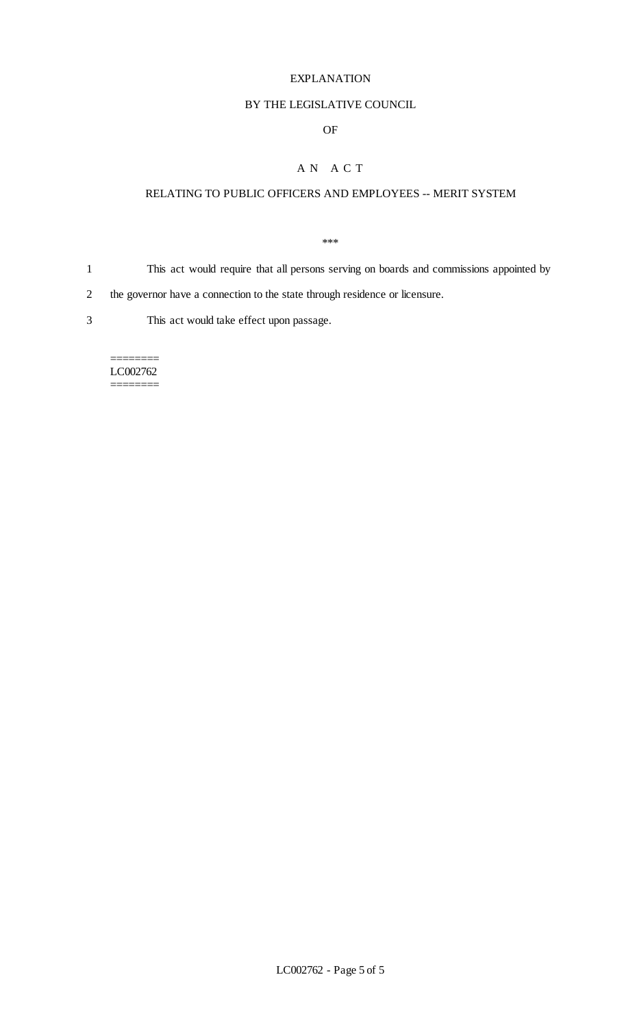EXPLANATION

BY THE LEGISLATIVE COUNCIL

OF

A N A C T

RELATING TO PUBLIC OFFICERS AND EMPLOYEES -- MERIT SYSTEM

***

1 This act would require that all persons serving on boards and commissions appointed by

2 the governor have a connection to the state through residence or licensure.

3 This act would take effect upon passage.

========
LC002762
========